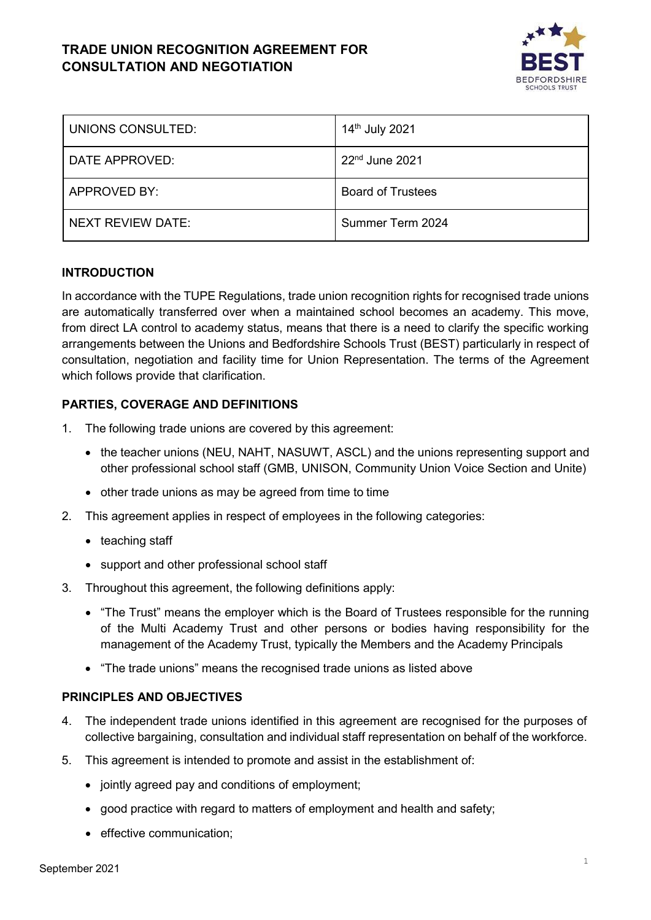# TRADE UNION RECOGNITION AGREEMENT FOR CONSULTATION AND NEGOTIATION

| | |
|---|---|
| UNIONS CONSULTED: | 14th July 2021 |
| DATE APPROVED: | 22nd June 2021 |
| APPROVED BY: | Board of Trustees |
| NEXT REVIEW DATE: | Summer Term 2024 |

## INTRODUCTION

In accordance with the TUPE Regulations, trade union recognition rights for recognised trade unions are automatically transferred over when a maintained school becomes an academy. This move, from direct LA control to academy status, means that there is a need to clarify the specific working arrangements between the Unions and Bedfordshire Schools Trust (BEST) particularly in respect of consultation, negotiation and facility time for Union Representation. The terms of the Agreement which follows provide that clarification.

## PARTIES, COVERAGE AND DEFINITIONS

1. The following trade unions are covered by this agreement:
   - the teacher unions (NEU, NAHT, NASUWT, ASCL) and the unions representing support and other professional school staff (GMB, UNISON, Community Union Voice Section and Unite)
   - other trade unions as may be agreed from time to time
2. This agreement applies in respect of employees in the following categories:
   - teaching staff
   - support and other professional school staff
3. Throughout this agreement, the following definitions apply:
   - "The Trust" means the employer which is the Board of Trustees responsible for the running of the Multi Academy Trust and other persons or bodies having responsibility for the management of the Academy Trust, typically the Members and the Academy Principals
   - "The trade unions" means the recognised trade unions as listed above

## PRINCIPLES AND OBJECTIVES

4. The independent trade unions identified in this agreement are recognised for the purposes of collective bargaining, consultation and individual staff representation on behalf of the workforce.
5. This agreement is intended to promote and assist in the establishment of:
   - jointly agreed pay and conditions of employment;
   - good practice with regard to matters of employment and health and safety;
   - effective communication;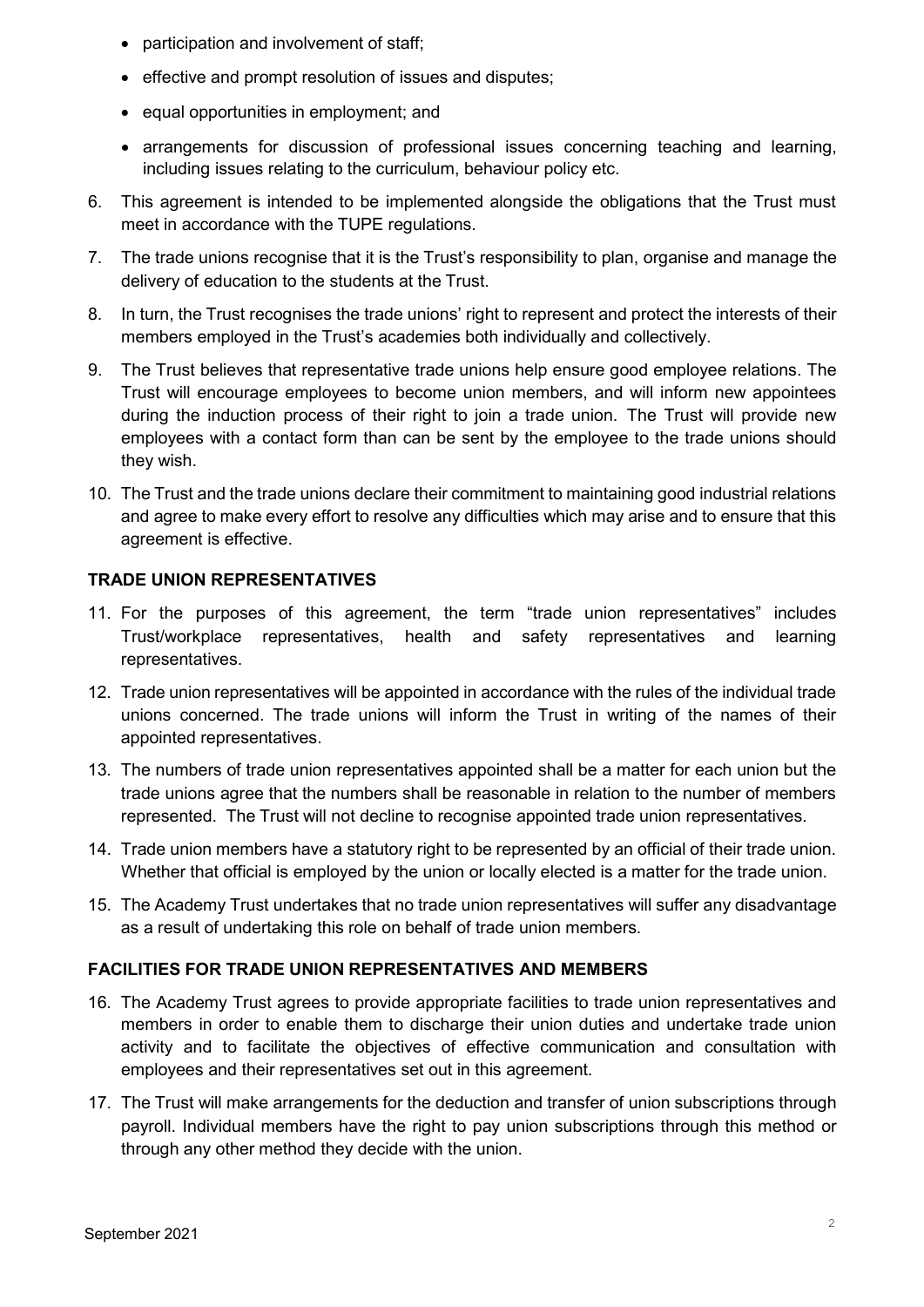- participation and involvement of staff;
- effective and prompt resolution of issues and disputes;
- equal opportunities in employment; and
- arrangements for discussion of professional issues concerning teaching and learning, including issues relating to the curriculum, behaviour policy etc.

6. This agreement is intended to be implemented alongside the obligations that the Trust must meet in accordance with the TUPE regulations.

7. The trade unions recognise that it is the Trust's responsibility to plan, organise and manage the delivery of education to the students at the Trust.

8. In turn, the Trust recognises the trade unions' right to represent and protect the interests of their members employed in the Trust's academies both individually and collectively.

9. The Trust believes that representative trade unions help ensure good employee relations. The Trust will encourage employees to become union members, and will inform new appointees during the induction process of their right to join a trade union. The Trust will provide new employees with a contact form than can be sent by the employee to the trade unions should they wish.

10. The Trust and the trade unions declare their commitment to maintaining good industrial relations and agree to make every effort to resolve any difficulties which may arise and to ensure that this agreement is effective.

**TRADE UNION REPRESENTATIVES**

11. For the purposes of this agreement, the term "trade union representatives" includes Trust/workplace representatives, health and safety representatives and learning representatives.

12. Trade union representatives will be appointed in accordance with the rules of the individual trade unions concerned. The trade unions will inform the Trust in writing of the names of their appointed representatives.

13. The numbers of trade union representatives appointed shall be a matter for each union but the trade unions agree that the numbers shall be reasonable in relation to the number of members represented. The Trust will not decline to recognise appointed trade union representatives.

14. Trade union members have a statutory right to be represented by an official of their trade union. Whether that official is employed by the union or locally elected is a matter for the trade union.

15. The Academy Trust undertakes that no trade union representatives will suffer any disadvantage as a result of undertaking this role on behalf of trade union members.

**FACILITIES FOR TRADE UNION REPRESENTATIVES AND MEMBERS**

16. The Academy Trust agrees to provide appropriate facilities to trade union representatives and members in order to enable them to discharge their union duties and undertake trade union activity and to facilitate the objectives of effective communication and consultation with employees and their representatives set out in this agreement.

17. The Trust will make arrangements for the deduction and transfer of union subscriptions through payroll. Individual members have the right to pay union subscriptions through this method or through any other method they decide with the union.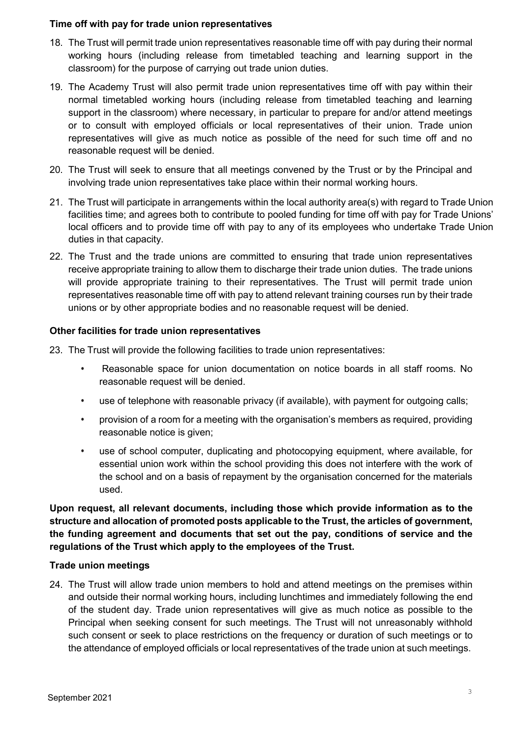**Time off with pay for trade union representatives**

18. The Trust will permit trade union representatives reasonable time off with pay during their normal working hours (including release from timetabled teaching and learning support in the classroom) for the purpose of carrying out trade union duties.

19. The Academy Trust will also permit trade union representatives time off with pay within their normal timetabled working hours (including release from timetabled teaching and learning support in the classroom) where necessary, in particular to prepare for and/or attend meetings or to consult with employed officials or local representatives of their union. Trade union representatives will give as much notice as possible of the need for such time off and no reasonable request will be denied.

20. The Trust will seek to ensure that all meetings convened by the Trust or by the Principal and involving trade union representatives take place within their normal working hours.

21. The Trust will participate in arrangements within the local authority area(s) with regard to Trade Union facilities time; and agrees both to contribute to pooled funding for time off with pay for Trade Unions' local officers and to provide time off with pay to any of its employees who undertake Trade Union duties in that capacity.

22. The Trust and the trade unions are committed to ensuring that trade union representatives receive appropriate training to allow them to discharge their trade union duties. The trade unions will provide appropriate training to their representatives. The Trust will permit trade union representatives reasonable time off with pay to attend relevant training courses run by their trade unions or by other appropriate bodies and no reasonable request will be denied.

**Other facilities for trade union representatives**

23. The Trust will provide the following facilities to trade union representatives:

    - Reasonable space for union documentation on notice boards in all staff rooms. No reasonable request will be denied.
    - use of telephone with reasonable privacy (if available), with payment for outgoing calls;
    - provision of a room for a meeting with the organisation's members as required, providing reasonable notice is given;
    - use of school computer, duplicating and photocopying equipment, where available, for essential union work within the school providing this does not interfere with the work of the school and on a basis of repayment by the organisation concerned for the materials used.

**Upon request, all relevant documents, including those which provide information as to the structure and allocation of promoted posts applicable to the Trust, the articles of government, the funding agreement and documents that set out the pay, conditions of service and the regulations of the Trust which apply to the employees of the Trust.**

**Trade union meetings**

24. The Trust will allow trade union members to hold and attend meetings on the premises within and outside their normal working hours, including lunchtimes and immediately following the end of the student day. Trade union representatives will give as much notice as possible to the Principal when seeking consent for such meetings. The Trust will not unreasonably withhold such consent or seek to place restrictions on the frequency or duration of such meetings or to the attendance of employed officials or local representatives of the trade union at such meetings.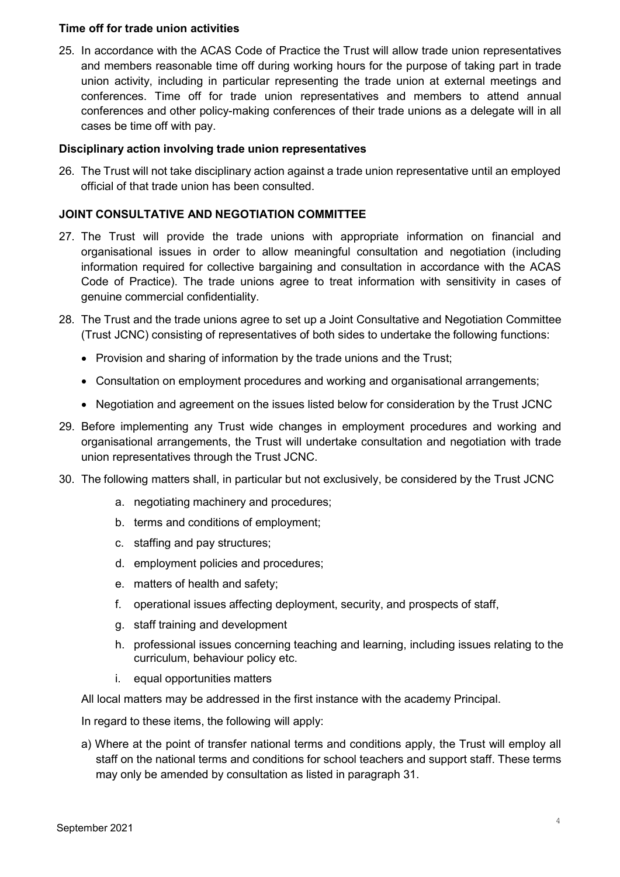**Time off for trade union activities**

25. In accordance with the ACAS Code of Practice the Trust will allow trade union representatives and members reasonable time off during working hours for the purpose of taking part in trade union activity, including in particular representing the trade union at external meetings and conferences. Time off for trade union representatives and members to attend annual conferences and other policy-making conferences of their trade unions as a delegate will in all cases be time off with pay.

**Disciplinary action involving trade union representatives**

26. The Trust will not take disciplinary action against a trade union representative until an employed official of that trade union has been consulted.

**JOINT CONSULTATIVE AND NEGOTIATION COMMITTEE**

27. The Trust will provide the trade unions with appropriate information on financial and organisational issues in order to allow meaningful consultation and negotiation (including information required for collective bargaining and consultation in accordance with the ACAS Code of Practice). The trade unions agree to treat information with sensitivity in cases of genuine commercial confidentiality.

28. The Trust and the trade unions agree to set up a Joint Consultative and Negotiation Committee (Trust JCNC) consisting of representatives of both sides to undertake the following functions:

    - Provision and sharing of information by the trade unions and the Trust;
    - Consultation on employment procedures and working and organisational arrangements;
    - Negotiation and agreement on the issues listed below for consideration by the Trust JCNC

29. Before implementing any Trust wide changes in employment procedures and working and organisational arrangements, the Trust will undertake consultation and negotiation with trade union representatives through the Trust JCNC.

30. The following matters shall, in particular but not exclusively, be considered by the Trust JCNC

    a. negotiating machinery and procedures;
    b. terms and conditions of employment;
    c. staffing and pay structures;
    d. employment policies and procedures;
    e. matters of health and safety;
    f. operational issues affecting deployment, security, and prospects of staff,
    g. staff training and development
    h. professional issues concerning teaching and learning, including issues relating to the curriculum, behaviour policy etc.
    i. equal opportunities matters

    All local matters may be addressed in the first instance with the academy Principal.

    In regard to these items, the following will apply:

    a) Where at the point of transfer national terms and conditions apply, the Trust will employ all staff on the national terms and conditions for school teachers and support staff. These terms may only be amended by consultation as listed in paragraph 31.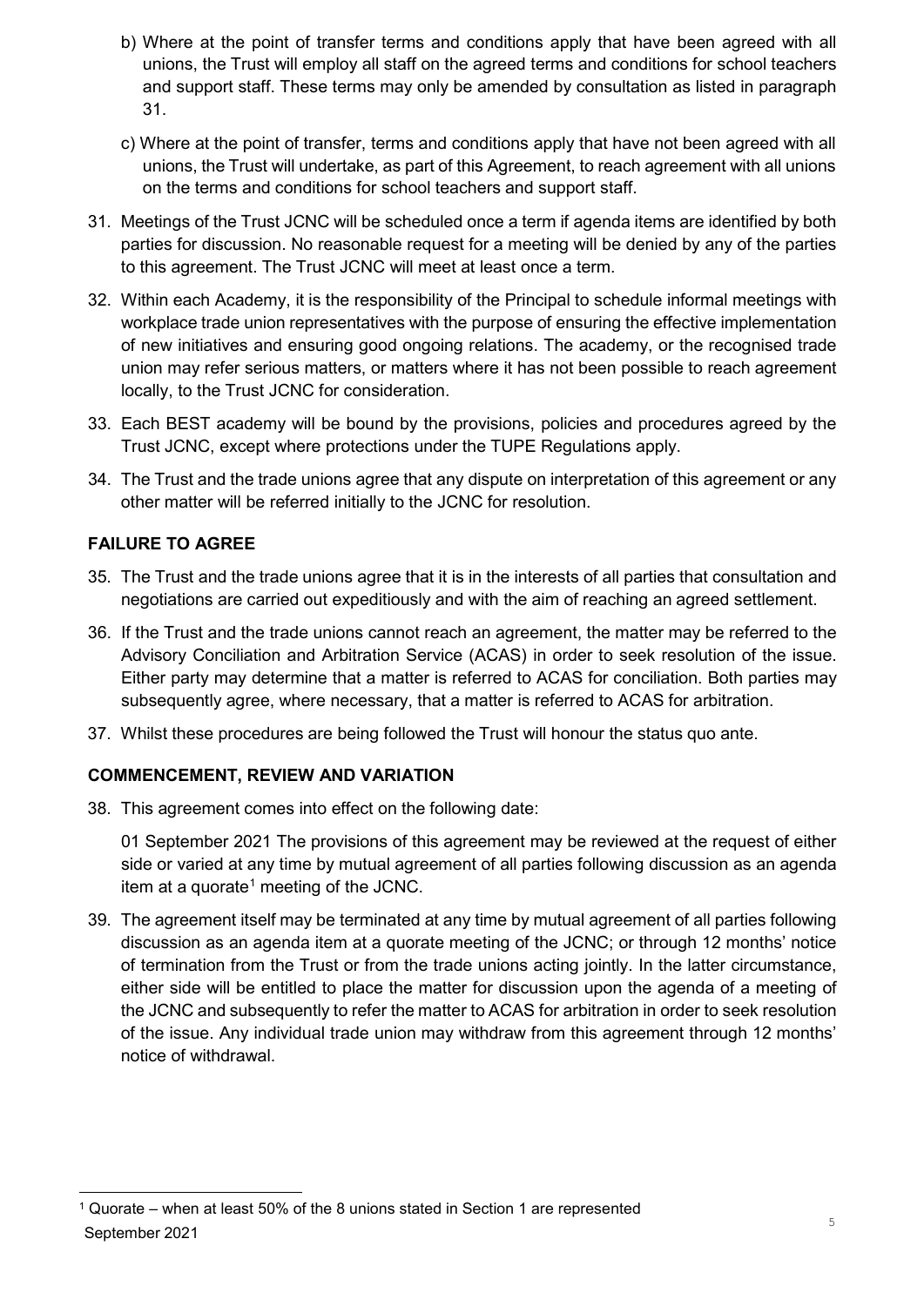b) Where at the point of transfer terms and conditions apply that have been agreed with all unions, the Trust will employ all staff on the agreed terms and conditions for school teachers and support staff. These terms may only be amended by consultation as listed in paragraph 31.

c) Where at the point of transfer, terms and conditions apply that have not been agreed with all unions, the Trust will undertake, as part of this Agreement, to reach agreement with all unions on the terms and conditions for school teachers and support staff.

31. Meetings of the Trust JCNC will be scheduled once a term if agenda items are identified by both parties for discussion. No reasonable request for a meeting will be denied by any of the parties to this agreement. The Trust JCNC will meet at least once a term.

32. Within each Academy, it is the responsibility of the Principal to schedule informal meetings with workplace trade union representatives with the purpose of ensuring the effective implementation of new initiatives and ensuring good ongoing relations. The academy, or the recognised trade union may refer serious matters, or matters where it has not been possible to reach agreement locally, to the Trust JCNC for consideration.

33. Each BEST academy will be bound by the provisions, policies and procedures agreed by the Trust JCNC, except where protections under the TUPE Regulations apply.

34. The Trust and the trade unions agree that any dispute on interpretation of this agreement or any other matter will be referred initially to the JCNC for resolution.

## FAILURE TO AGREE

35. The Trust and the trade unions agree that it is in the interests of all parties that consultation and negotiations are carried out expeditiously and with the aim of reaching an agreed settlement.

36. If the Trust and the trade unions cannot reach an agreement, the matter may be referred to the Advisory Conciliation and Arbitration Service (ACAS) in order to seek resolution of the issue. Either party may determine that a matter is referred to ACAS for conciliation. Both parties may subsequently agree, where necessary, that a matter is referred to ACAS for arbitration.

37. Whilst these procedures are being followed the Trust will honour the status quo ante.

## COMMENCEMENT, REVIEW AND VARIATION

38. This agreement comes into effect on the following date:

    01 September 2021 The provisions of this agreement may be reviewed at the request of either side or varied at any time by mutual agreement of all parties following discussion as an agenda item at a quorate[1] meeting of the JCNC.

39. The agreement itself may be terminated at any time by mutual agreement of all parties following discussion as an agenda item at a quorate meeting of the JCNC; or through 12 months' notice of termination from the Trust or from the trade unions acting jointly. In the latter circumstance, either side will be entitled to place the matter for discussion upon the agenda of a meeting of the JCNC and subsequently to refer the matter to ACAS for arbitration in order to seek resolution of the issue. Any individual trade union may withdraw from this agreement through 12 months' notice of withdrawal.

[1] Quorate – when at least 50% of the 8 unions stated in Section 1 are represented